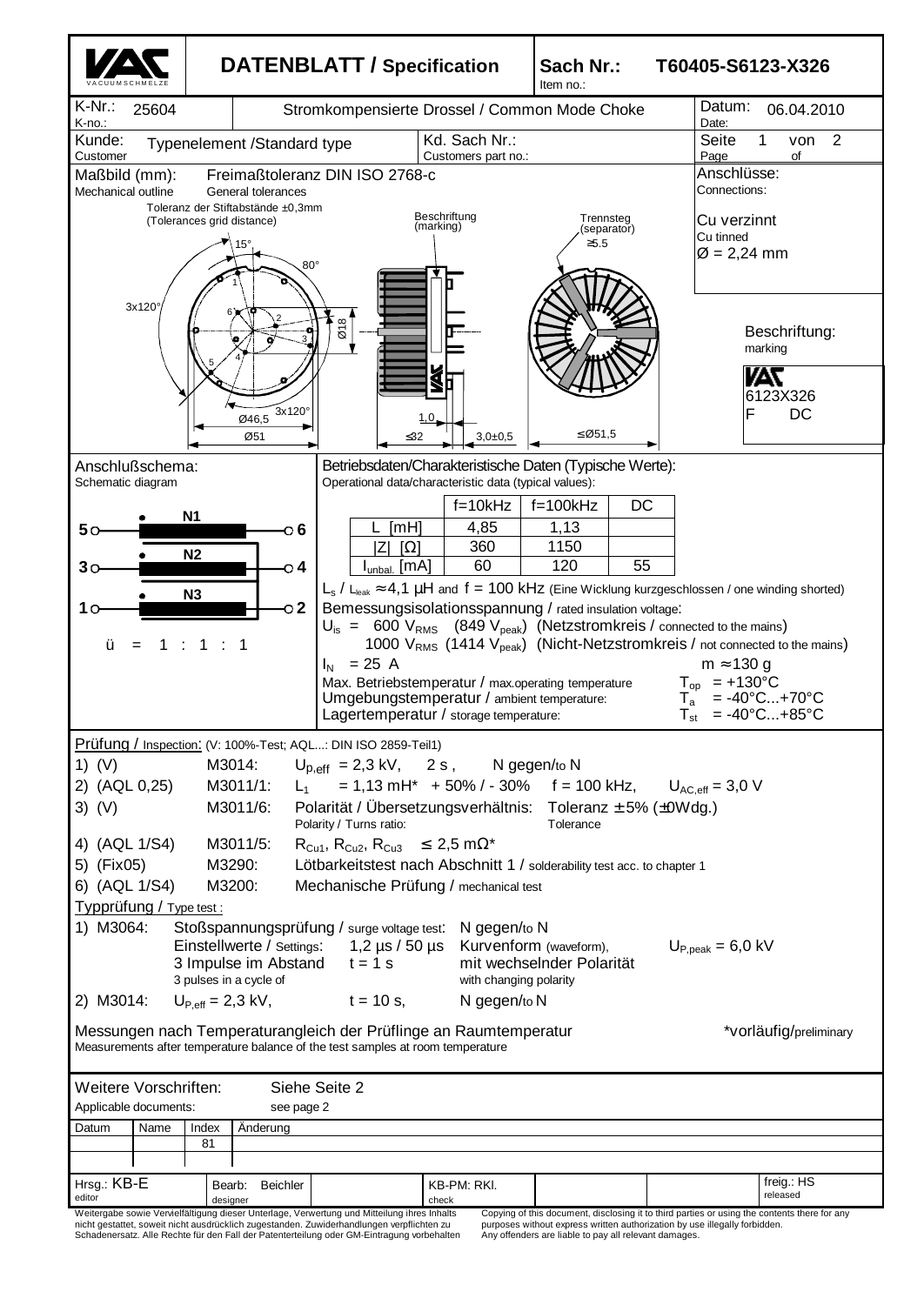# DATENBLATT / Specification

**Sach Nr.: / Item no.:** T60405-S6123-X326

**K-Nr.: / K-no.:** 25604

**Stromkompensierte Drossel / Common Mode Choke**

**Datum: / Date:** 06.04.2010

**Kunde: / Customer:** Typenelement /Standard type

**Kd. Sach Nr.: / Customers part no.:**

**Seite / Page:** 1 von / of 2

## Maßbild (mm): / Mechanical outline

Freimaßtoleranz DIN ISO 2768-c / General tolerances

Toleranz der Stiftabstände ±0,3mm (Tolerances grid distance)

15°, 80°, 3x120°, 3x120°, Ø46,5, Ø51, Ø18, ≤32, 1,0, 3,0±0,5, ≤Ø51,5

Beschriftung (marking)

Trennsteg (separator) ≥5.5

**Anschlüsse: / Connections:**

Cu verzinnt / Cu tinned

Ø = 2,24 mm

**Beschriftung: / marking**

VAC
6123X326
F DC

## Anschlußschema: / Schematic diagram

N1: 5 – 6
N2: 3 – 4
N3: 1 – 2

ü = 1 : 1 : 1

## Betriebsdaten/Charakteristische Daten (Typische Werte): / Operational data/characteristic data (typical values):

| | f=10kHz | f=100kHz | DC |
|---|---|---|---|
| L [mH] | 4,85 | 1,13 | |
| \|Z\| [Ω] | 360 | 1150 | |
| $I_{unbal.}$ [mA] | 60 | 120 | 55 |

$L_s$ / $L_{leak}$ ≈ 4,1 µH and f = 100 kHz (Eine Wicklung kurzgeschlossen / one winding shorted)

Bemessungsisolationsspannung / rated insulation voltage:

$U_{is}$ = 600 $V_{RMS}$ (849 $V_{peak}$) (Netzstromkreis / connected to the mains)
1000 $V_{RMS}$ (1414 $V_{peak}$) (Nicht-Netzstromkreis / not connected to the mains)

$I_N$ = 25 A — m ≈ 130 g

Max. Betriebstemperatur / max.operating temperature: $T_{op}$ = +130°C

Umgebungstemperatur / ambient temperature: $T_a$ = -40°C...+70°C

Lagertemperatur / storage temperature: $T_{st}$ = -40°C...+85°C

## Prüfung / Inspection: (V: 100%-Test; AQL...: DIN ISO 2859-Teil1)

1) (V) M3014: $U_{p,eff}$ = 2,3 kV, 2 s, N gegen/to N

2) (AQL 0,25) M3011/1: $L_1$ = 1,13 mH* + 50% / - 30% f = 100 kHz, $U_{AC,eff}$ = 3,0 V

3) (V) M3011/6: Polarität / Übersetzungsverhältnis: Toleranz ± 5% (±0Wdg.) / Polarity / Turns ratio: Tolerance

4) (AQL 1/S4) M3011/5: $R_{Cu1}$, $R_{Cu2}$, $R_{Cu3}$ ≤ 2,5 mΩ*

5) (Fix05) M3290: Lötbarkeitstest nach Abschnitt 1 / solderability test acc. to chapter 1

6) (AQL 1/S4) M3200: Mechanische Prüfung / mechanical test

## Typprüfung / Type test:

1) M3064: Stoßspannungsprüfung / surge voltage test: N gegen/to N
Einstellwerte / Settings: 1,2 µs / 50 µs Kurvenform (waveform), $U_{P,peak}$ = 6,0 kV
3 Impulse im Abstand / 3 pulses in a cycle of t = 1 s mit wechselnder Polarität / with changing polarity

2) M3014: $U_{P,eff}$ = 2,3 kV, t = 10 s, N gegen/to N

Messungen nach Temperaturangleich der Prüflinge an Raumtemperatur / Measurements after temperature balance of the test samples at room temperature

*vorläufig/preliminary

**Weitere Vorschriften: / Applicable documents:** Siehe Seite 2 / see page 2

| Datum | Name | Index | Änderung |
|---|---|---|---|
| | | 81 | |

Hrsg.: KB-E (editor) | Bearb.: Beichler (designer) | KB-PM: RKl. (check) | freig.: HS (released)

Weitergabe sowie Vervielfältigung dieser Unterlage, Verwertung und Mitteilung ihres Inhalts nicht gestattet, soweit nicht ausdrücklich zugestanden. Zuwiderhandlungen verpflichten zu Schadenersatz. Alle Rechte für den Fall der Patenterteilung oder GM-Eintragung vorbehalten

Copying of this document, disclosing it to third parties or using the contents there for any purposes without express written authorization by use illegally forbidden. Any offenders are liable to pay all relevant damages.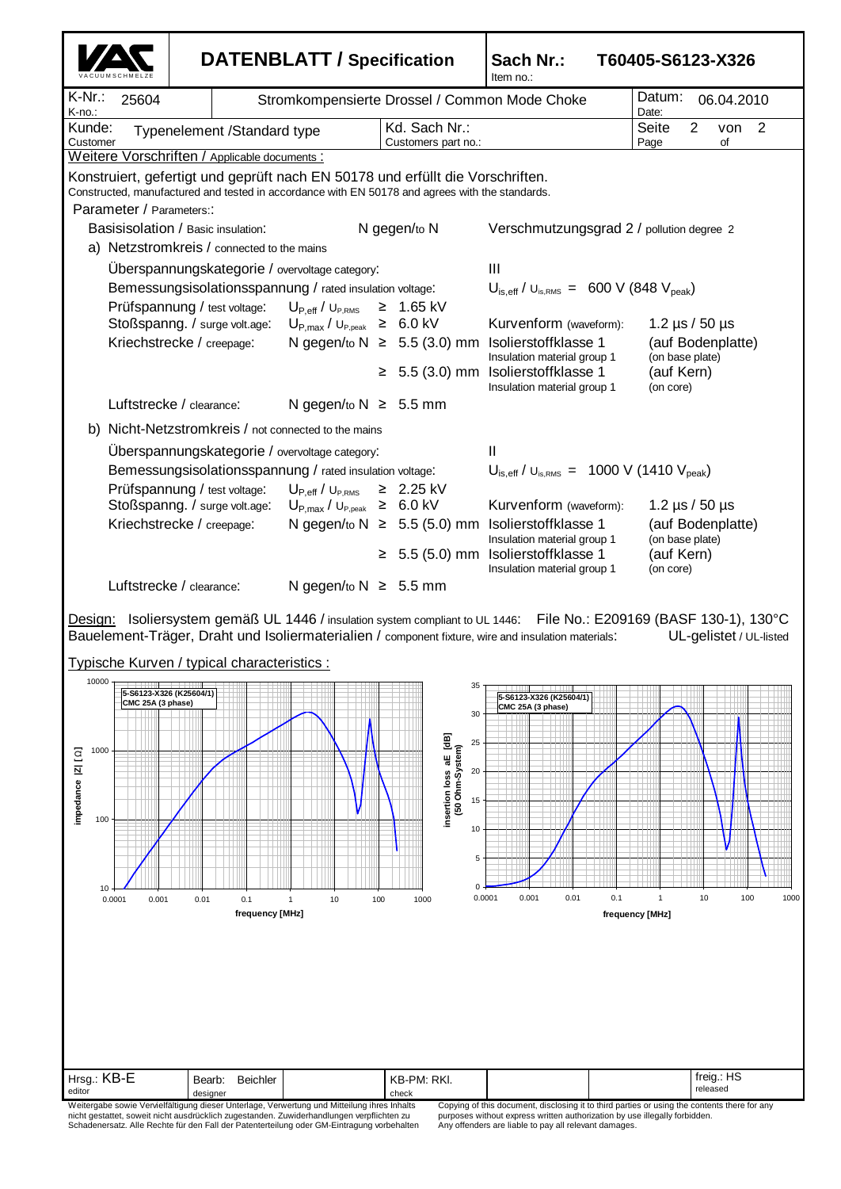# DATENBLATT / Specification

Sach Nr.: / Item no.: T60405-S6123-X326

| | | | |
|---|---|---|---|
| K-Nr.: / K-no.: 25604 | Stromkompensierte Drossel / Common Mode Choke | | Datum: / Date: 06.04.2010 |
| Kunde: / Customer: Typenelement /Standard type | Kd. Sach Nr.: / Customers part no.: | | Seite / Page 2 von / of 2 |

Weitere Vorschriften / Applicable documents :

Konstruiert, gefertigt und geprüft nach EN 50178 und erfüllt die Vorschriften.
Constructed, manufactured and tested in accordance with EN 50178 and agrees with the standards.

Parameter / Parameters::

Basisisolation / Basic insulation: N gegen/to N — Verschmutzungsgrad 2 / pollution degree 2

a) Netzstromkreis / connected to the mains

| | | | | |
|---|---|---|---|---|
| Überspannungskategorie / overvoltage category: | | | III | |
| Bemessungsisolationsspannung / rated insulation voltage: | | | $U_{is,eff}$ / $U_{is,RMS}$ = 600 V (848 $V_{peak}$) | |
| Prüfspannung / test voltage: | $U_{P,eff}$ / $U_{P,RMS}$ | ≥ 1.65 kV | | |
| Stoßspanng. / surge volt.age: | $U_{P,max}$ / $U_{P,peak}$ | ≥ 6.0 kV | Kurvenform (waveform): | 1.2 µs / 50 µs |
| Kriechstrecke / creepage: | N gegen/to N | ≥ 5.5 (3.0) mm | Isolierstoffklasse 1 / Insulation material group 1 | (auf Bodenplatte) / (on base plate) |
| | | ≥ 5.5 (3.0) mm | Isolierstoffklasse 1 / Insulation material group 1 | (auf Kern) / (on core) |
| Luftstrecke / clearance: | N gegen/to N | ≥ 5.5 mm | | |

b) Nicht-Netzstromkreis / not connected to the mains

| | | | | |
|---|---|---|---|---|
| Überspannungskategorie / overvoltage category: | | | II | |
| Bemessungsisolationsspannung / rated insulation voltage: | | | $U_{is,eff}$ / $U_{is,RMS}$ = 1000 V (1410 $V_{peak}$) | |
| Prüfspannung / test voltage: | $U_{P,eff}$ / $U_{P,RMS}$ | ≥ 2.25 kV | | |
| Stoßspanng. / surge volt.age: | $U_{P,max}$ / $U_{P,peak}$ | ≥ 6.0 kV | Kurvenform (waveform): | 1.2 µs / 50 µs |
| Kriechstrecke / creepage: | N gegen/to N | ≥ 5.5 (5.0) mm | Isolierstoffklasse 1 / Insulation material group 1 | (auf Bodenplatte) / (on base plate) |
| | | ≥ 5.5 (5.0) mm | Isolierstoffklasse 1 / Insulation material group 1 | (auf Kern) / (on core) |
| Luftstrecke / clearance: | N gegen/to N | ≥ 5.5 mm | | |

Design: Isoliersystem gemäß UL 1446 / insulation system compliant to UL 1446: File No.: E209169 (BASF 130-1), 130°C
Bauelement-Träger, Draht und Isoliermaterialien / component fixture, wire and insulation materials: UL-gelistet / UL-listed

Typische Kurven / typical characteristics :

5-S6123-X326 (K25604/1)
CMC 25A (3 phase)
impedance |Z| [Ω]
10000
1000
100
10
0.0001 0.001 0.01 0.1 1 10 100 1000
frequency [MHz]

5-S6123-X326 (K25604/1)
CMC 25A (3 phase)
insertion loss aE [dB] (50 Ohm-System)
35 30 25 20 15 10 5 0
0.0001 0.001 0.01 0.1 1 10 100 1000
frequency [MHz]

| | | | | |
|---|---|---|---|---|
| Hrsg.: KB-E / editor | Bearb: Beichler / designer | KB-PM: RKl. / check | | freig.: HS / released |

Weitergabe sowie Vervielfältigung dieser Unterlage, Verwertung und Mitteilung ihres Inhalts nicht gestattet, soweit nicht ausdrücklich zugestanden. Zuwiderhandlungen verpflichten zu Schadenersatz. Alle Rechte für den Fall der Patenterteilung oder GM-Eintragung vorbehalten

Copying of this document, disclosing it to third parties or using the contents there for any purposes without express written authorization by use illegally forbidden. Any offenders are liable to pay all relevant damages.